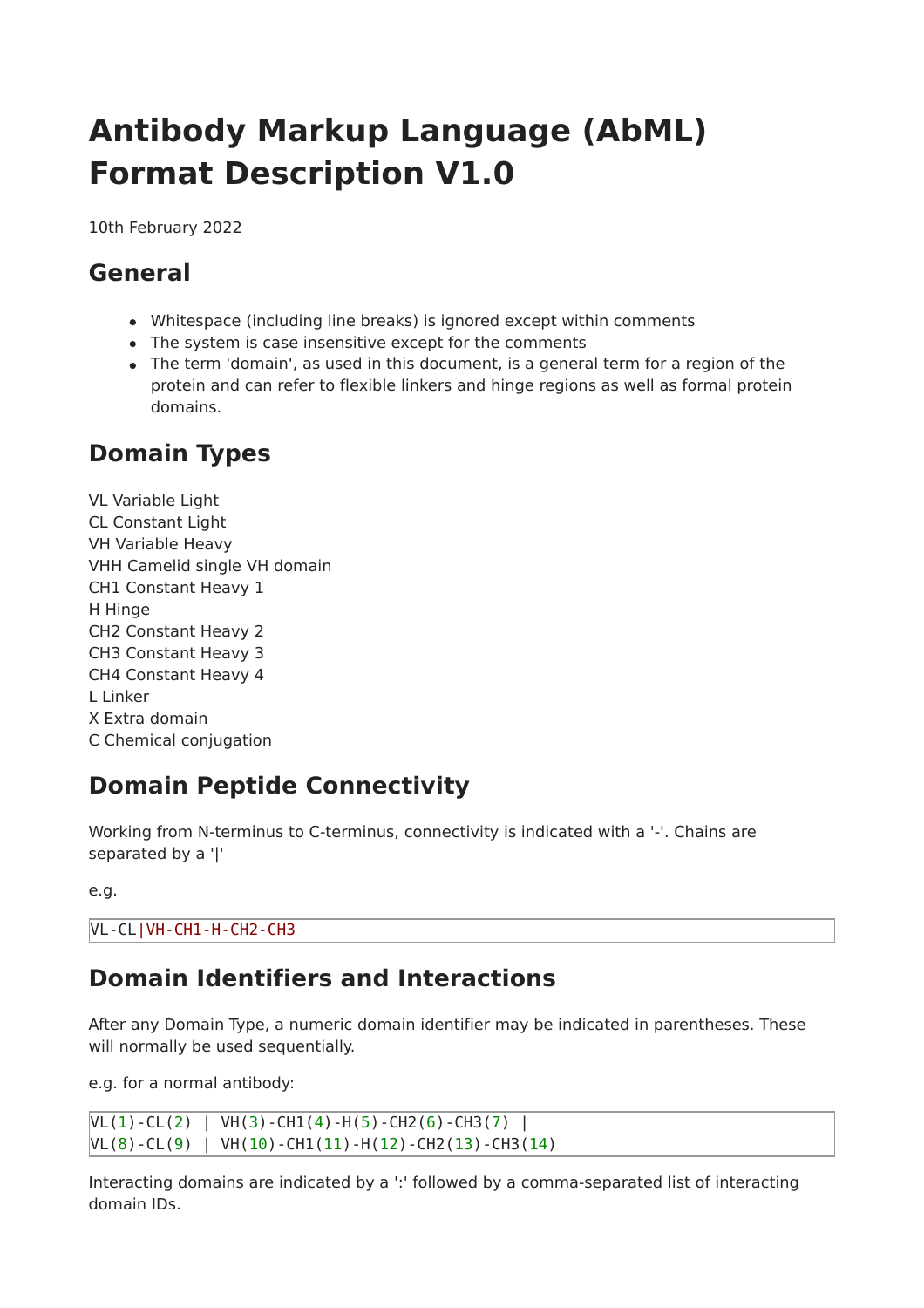# Antibody Markup Language (AbML) Format Description V1.0

10th February 2022

## General

- Whitespace (including line breaks) is ignored except within comments
- The system is case insensitive except for the comments
- The term 'domain', as used in this document, is a general term for a region of the protein and can refer to flexible linkers and hinge regions as well as formal protein domains.

## Domain Types

VL Variable Light
CL Constant Light
VH Variable Heavy
VHH Camelid single VH domain
CH1 Constant Heavy 1
H Hinge
CH2 Constant Heavy 2
CH3 Constant Heavy 3
CH4 Constant Heavy 4
L Linker
X Extra domain
C Chemical conjugation

## Domain Peptide Connectivity

Working from N-terminus to C-terminus, connectivity is indicated with a '-'. Chains are separated by a '|'

e.g.

```
VL-CL|VH-CH1-H-CH2-CH3
```

## Domain Identifiers and Interactions

After any Domain Type, a numeric domain identifier may be indicated in parentheses. These will normally be used sequentially.

e.g. for a normal antibody:

```
VL(1)-CL(2) | VH(3)-CH1(4)-H(5)-CH2(6)-CH3(7) |
VL(8)-CL(9) | VH(10)-CH1(11)-H(12)-CH2(13)-CH3(14)
```

Interacting domains are indicated by a ':' followed by a comma-separated list of interacting domain IDs.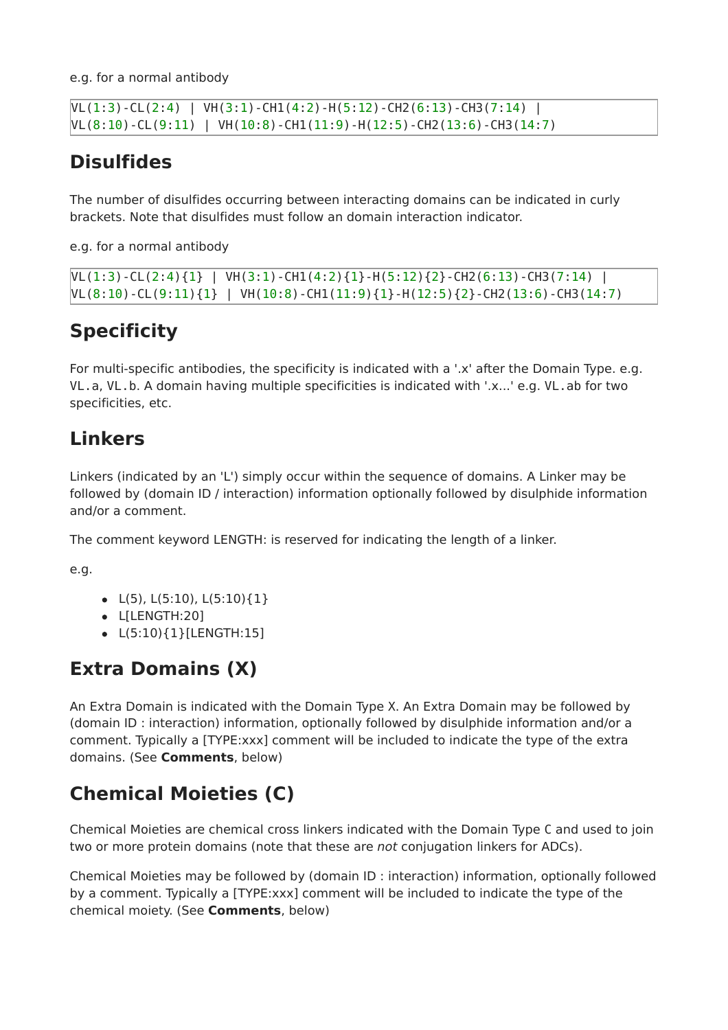e.g. for a normal antibody

```
VL(1:3)-CL(2:4) | VH(3:1)-CH1(4:2)-H(5:12)-CH2(6:13)-CH3(7:14) |
VL(8:10)-CL(9:11) | VH(10:8)-CH1(11:9)-H(12:5)-CH2(13:6)-CH3(14:7)
```

## Disulfides

The number of disulfides occurring between interacting domains can be indicated in curly brackets. Note that disulfides must follow an domain interaction indicator.

e.g. for a normal antibody

```
VL(1:3)-CL(2:4){1} | VH(3:1)-CH1(4:2){1}-H(5:12){2}-CH2(6:13)-CH3(7:14) |
VL(8:10)-CL(9:11){1} | VH(10:8)-CH1(11:9){1}-H(12:5){2}-CH2(13:6)-CH3(14:7)
```

## Specificity

For multi-specific antibodies, the specificity is indicated with a '.x' after the Domain Type. e.g. `VL.a`, `VL.b`. A domain having multiple specificities is indicated with '.x...' e.g. `VL.ab` for two specificities, etc.

## Linkers

Linkers (indicated by an 'L') simply occur within the sequence of domains. A Linker may be followed by (domain ID / interaction) information optionally followed by disulphide information and/or a comment.

The comment keyword LENGTH: is reserved for indicating the length of a linker.

e.g.

- L(5), L(5:10), L(5:10){1}
- L[LENGTH:20]
- L(5:10){1}[LENGTH:15]

## Extra Domains (X)

An Extra Domain is indicated with the Domain Type X. An Extra Domain may be followed by (domain ID : interaction) information, optionally followed by disulphide information and/or a comment. Typically a [TYPE:xxx] comment will be included to indicate the type of the extra domains. (See **Comments**, below)

## Chemical Moieties (C)

Chemical Moieties are chemical cross linkers indicated with the Domain Type `C` and used to join two or more protein domains (note that these are *not* conjugation linkers for ADCs).

Chemical Moieties may be followed by (domain ID : interaction) information, optionally followed by a comment. Typically a [TYPE:xxx] comment will be included to indicate the type of the chemical moiety. (See **Comments**, below)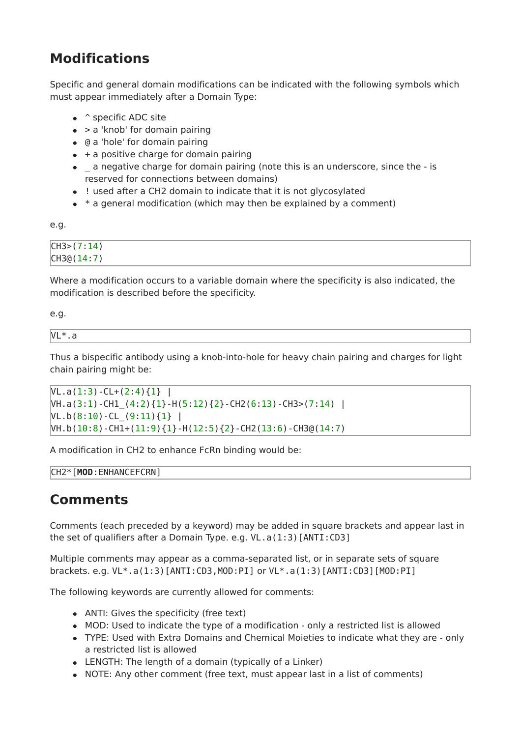## Modifications

Specific and general domain modifications can be indicated with the following symbols which must appear immediately after a Domain Type:

- ^ specific ADC site
- > a 'knob' for domain pairing
- @ a 'hole' for domain pairing
- + a positive charge for domain pairing
- _ a negative charge for domain pairing (note this is an underscore, since the - is reserved for connections between domains)
- ! used after a CH2 domain to indicate that it is not glycosylated
- * a general modification (which may then be explained by a comment)

e.g.

```
CH3>(7:14)
CH3@(14:7)
```

Where a modification occurs to a variable domain where the specificity is also indicated, the modification is described before the specificity.

e.g.

```
VL*.a
```

Thus a bispecific antibody using a knob-into-hole for heavy chain pairing and charges for light chain pairing might be:

```
VL.a(1:3)-CL+(2:4){1} |
VH.a(3:1)-CH1_(4:2){1}-H(5:12){2}-CH2(6:13)-CH3>(7:14) |
VL.b(8:10)-CL_(9:11){1} |
VH.b(10:8)-CH1+(11:9){1}-H(12:5){2}-CH2(13:6)-CH3@(14:7)
```

A modification in CH2 to enhance FcRn binding would be:

```
CH2*[MOD:ENHANCEFCRN]
```

## Comments

Comments (each preceded by a keyword) may be added in square brackets and appear last in the set of qualifiers after a Domain Type. e.g. `VL.a(1:3)[ANTI:CD3]`

Multiple comments may appear as a comma-separated list, or in separate sets of square brackets. e.g. `VL*.a(1:3)[ANTI:CD3,MOD:PI]` or `VL*.a(1:3)[ANTI:CD3][MOD:PI]`

The following keywords are currently allowed for comments:

- ANTI: Gives the specificity (free text)
- MOD: Used to indicate the type of a modification - only a restricted list is allowed
- TYPE: Used with Extra Domains and Chemical Moieties to indicate what they are - only a restricted list is allowed
- LENGTH: The length of a domain (typically of a Linker)
- NOTE: Any other comment (free text, must appear last in a list of comments)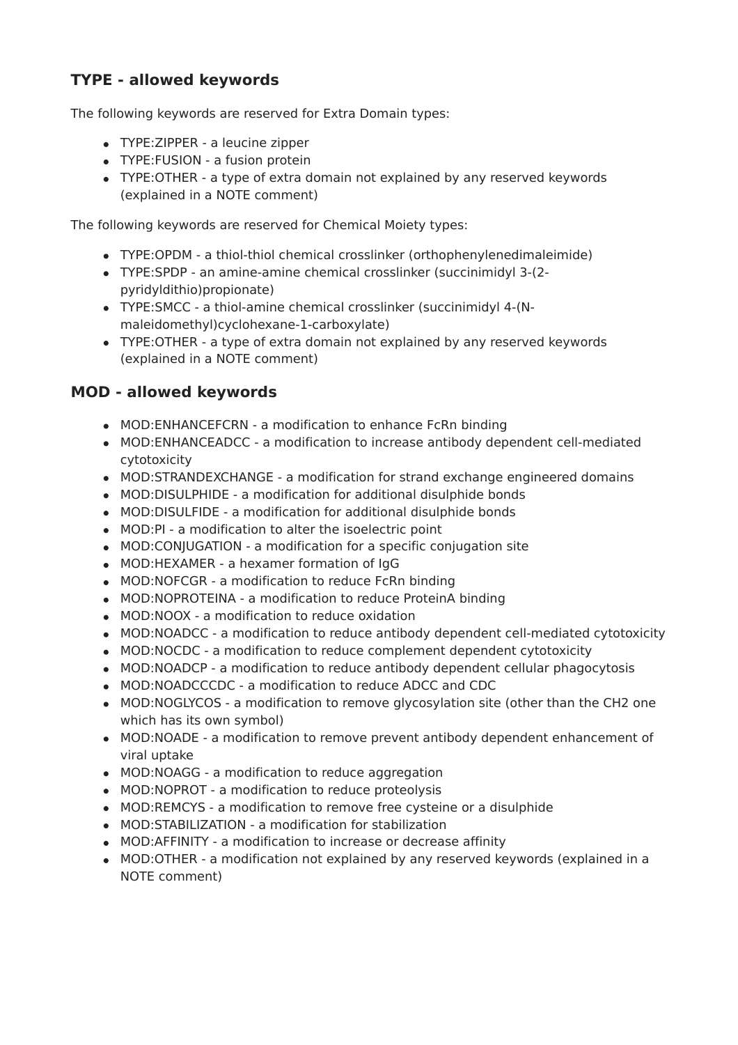## TYPE - allowed keywords

The following keywords are reserved for Extra Domain types:

- TYPE:ZIPPER - a leucine zipper
- TYPE:FUSION - a fusion protein
- TYPE:OTHER - a type of extra domain not explained by any reserved keywords (explained in a NOTE comment)

The following keywords are reserved for Chemical Moiety types:

- TYPE:OPDM - a thiol-thiol chemical crosslinker (orthophenylenedimaleimide)
- TYPE:SPDP - an amine-amine chemical crosslinker (succinimidyl 3-(2-pyridyldithio)propionate)
- TYPE:SMCC - a thiol-amine chemical crosslinker (succinimidyl 4-(N-maleidomethyl)cyclohexane-1-carboxylate)
- TYPE:OTHER - a type of extra domain not explained by any reserved keywords (explained in a NOTE comment)

## MOD - allowed keywords

- MOD:ENHANCEFCRN - a modification to enhance FcRn binding
- MOD:ENHANCEADCC - a modification to increase antibody dependent cell-mediated cytotoxicity
- MOD:STRANDEXCHANGE - a modification for strand exchange engineered domains
- MOD:DISULPHIDE - a modification for additional disulphide bonds
- MOD:DISULFIDE - a modification for additional disulphide bonds
- MOD:PI - a modification to alter the isoelectric point
- MOD:CONJUGATION - a modification for a specific conjugation site
- MOD:HEXAMER - a hexamer formation of IgG
- MOD:NOFCGR - a modification to reduce FcRn binding
- MOD:NOPROTEINA - a modification to reduce ProteinA binding
- MOD:NOOX - a modification to reduce oxidation
- MOD:NOADCC - a modification to reduce antibody dependent cell-mediated cytotoxicity
- MOD:NOCDC - a modification to reduce complement dependent cytotoxicity
- MOD:NOADCP - a modification to reduce antibody dependent cellular phagocytosis
- MOD:NOADCCCDC - a modification to reduce ADCC and CDC
- MOD:NOGLYCOS - a modification to remove glycosylation site (other than the CH2 one which has its own symbol)
- MOD:NOADE - a modification to remove prevent antibody dependent enhancement of viral uptake
- MOD:NOAGG - a modification to reduce aggregation
- MOD:NOPROT - a modification to reduce proteolysis
- MOD:REMCYS - a modification to remove free cysteine or a disulphide
- MOD:STABILIZATION - a modification for stabilization
- MOD:AFFINITY - a modification to increase or decrease affinity
- MOD:OTHER - a modification not explained by any reserved keywords (explained in a NOTE comment)